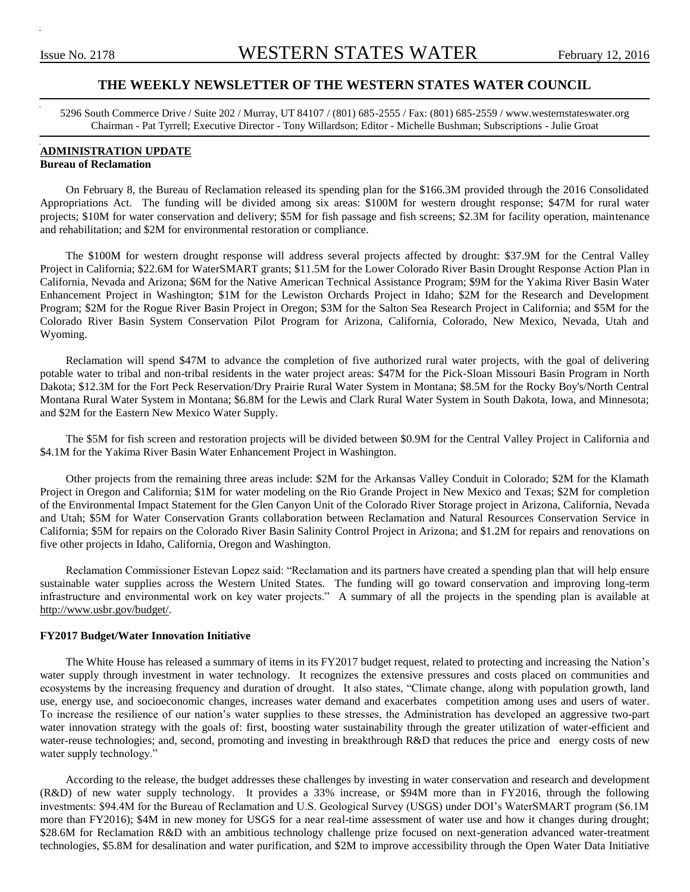Issue No. 2178 **WESTERN STATES WATER** February 12, 2016

## THE WEEKLY NEWSLETTER OF THE WESTERN STATES WATER COUNCIL

5296 South Commerce Drive / Suite 202 / Murray, UT 84107 / (801) 685-2555 / Fax: (801) 685-2559 / www.westernstateswater.org
Chairman - Pat Tyrrell; Executive Director - Tony Willardson; Editor - Michelle Bushman; Subscriptions - Julie Groat

## ADMINISTRATION UPDATE

### Bureau of Reclamation

On February 8, the Bureau of Reclamation released its spending plan for the $166.3M provided through the 2016 Consolidated Appropriations Act. The funding will be divided among six areas: $100M for western drought response; $47M for rural water projects; $10M for water conservation and delivery; $5M for fish passage and fish screens; $2.3M for facility operation, maintenance and rehabilitation; and $2M for environmental restoration or compliance.

The $100M for western drought response will address several projects affected by drought: $37.9M for the Central Valley Project in California; $22.6M for WaterSMART grants; $11.5M for the Lower Colorado River Basin Drought Response Action Plan in California, Nevada and Arizona; $6M for the Native American Technical Assistance Program; $9M for the Yakima River Basin Water Enhancement Project in Washington; $1M for the Lewiston Orchards Project in Idaho; $2M for the Research and Development Program; $2M for the Rogue River Basin Project in Oregon; $3M for the Salton Sea Research Project in California; and $5M for the Colorado River Basin System Conservation Pilot Program for Arizona, California, Colorado, New Mexico, Nevada, Utah and Wyoming.

Reclamation will spend $47M to advance the completion of five authorized rural water projects, with the goal of delivering potable water to tribal and non-tribal residents in the water project areas: $47M for the Pick-Sloan Missouri Basin Program in North Dakota; $12.3M for the Fort Peck Reservation/Dry Prairie Rural Water System in Montana; $8.5M for the Rocky Boy's/North Central Montana Rural Water System in Montana; $6.8M for the Lewis and Clark Rural Water System in South Dakota, Iowa, and Minnesota; and $2M for the Eastern New Mexico Water Supply.

The $5M for fish screen and restoration projects will be divided between $0.9M for the Central Valley Project in California and $4.1M for the Yakima River Basin Water Enhancement Project in Washington.

Other projects from the remaining three areas include: $2M for the Arkansas Valley Conduit in Colorado; $2M for the Klamath Project in Oregon and California; $1M for water modeling on the Rio Grande Project in New Mexico and Texas; $2M for completion of the Environmental Impact Statement for the Glen Canyon Unit of the Colorado River Storage project in Arizona, California, Nevada and Utah; $5M for Water Conservation Grants collaboration between Reclamation and Natural Resources Conservation Service in California; $5M for repairs on the Colorado River Basin Salinity Control Project in Arizona; and $1.2M for repairs and renovations on five other projects in Idaho, California, Oregon and Washington.

Reclamation Commissioner Estevan Lopez said: "Reclamation and its partners have created a spending plan that will help ensure sustainable water supplies across the Western United States. The funding will go toward conservation and improving long-term infrastructure and environmental work on key water projects." A summary of all the projects in the spending plan is available at http://www.usbr.gov/budget/.

### FY2017 Budget/Water Innovation Initiative

The White House has released a summary of items in its FY2017 budget request, related to protecting and increasing the Nation's water supply through investment in water technology. It recognizes the extensive pressures and costs placed on communities and ecosystems by the increasing frequency and duration of drought. It also states, "Climate change, along with population growth, land use, energy use, and socioeconomic changes, increases water demand and exacerbates competition among uses and users of water. To increase the resilience of our nation's water supplies to these stresses, the Administration has developed an aggressive two-part water innovation strategy with the goals of: first, boosting water sustainability through the greater utilization of water-efficient and water-reuse technologies; and, second, promoting and investing in breakthrough R&D that reduces the price and energy costs of new water supply technology."

According to the release, the budget addresses these challenges by investing in water conservation and research and development (R&D) of new water supply technology. It provides a 33% increase, or $94M more than in FY2016, through the following investments: $94.4M for the Bureau of Reclamation and U.S. Geological Survey (USGS) under DOI's WaterSMART program ($6.1M more than FY2016); $4M in new money for USGS for a near real-time assessment of water use and how it changes during drought; $28.6M for Reclamation R&D with an ambitious technology challenge prize focused on next-generation advanced water-treatment technologies, $5.8M for desalination and water purification, and $2M to improve accessibility through the Open Water Data Initiative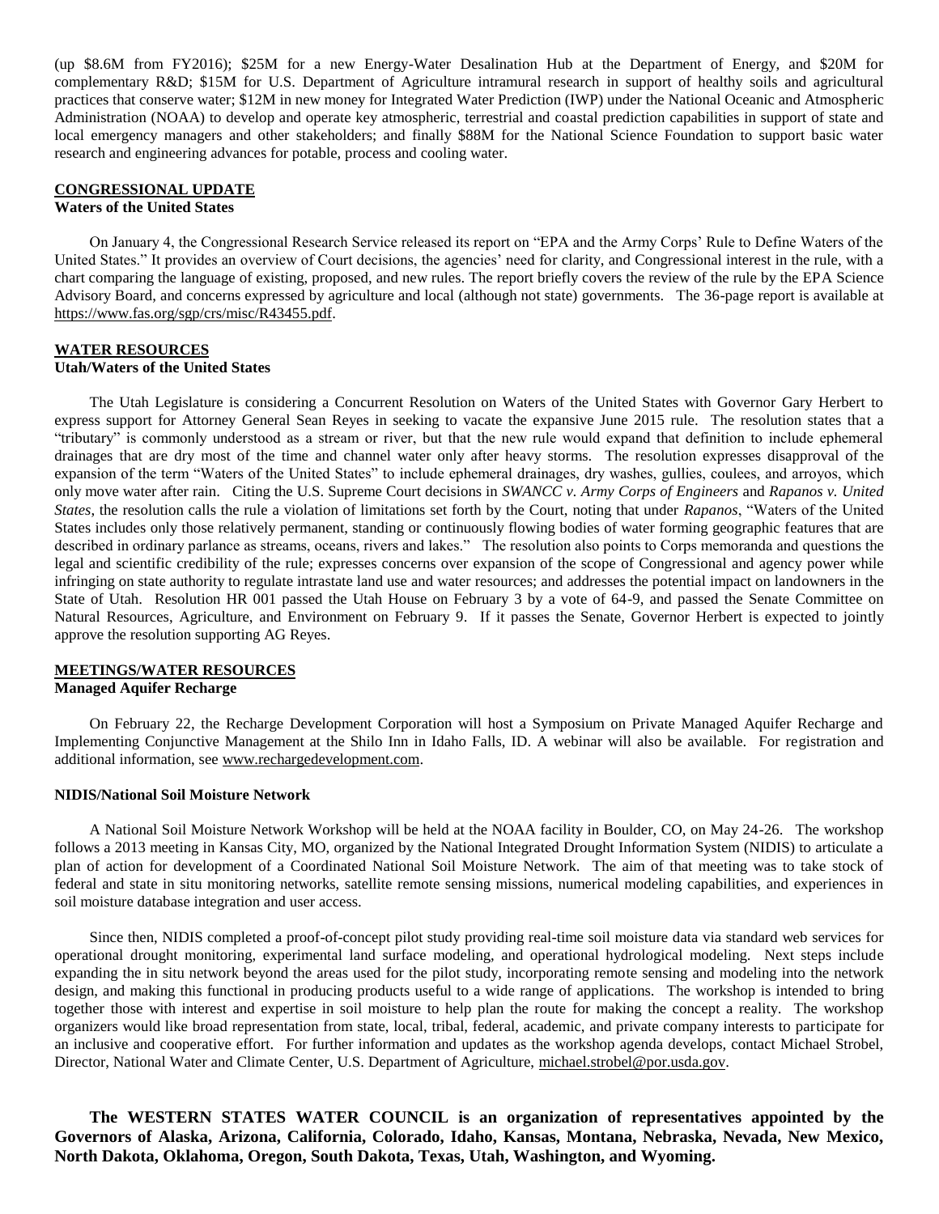(up \$8.6M from FY2016); \$25M for a new Energy-Water Desalination Hub at the Department of Energy, and \$20M for complementary R&D; \$15M for U.S. Department of Agriculture intramural research in support of healthy soils and agricultural practices that conserve water; \$12M in new money for Integrated Water Prediction (IWP) under the National Oceanic and Atmospheric Administration (NOAA) to develop and operate key atmospheric, terrestrial and coastal prediction capabilities in support of state and local emergency managers and other stakeholders; and finally \$88M for the National Science Foundation to support basic water research and engineering advances for potable, process and cooling water.

## CONGRESSIONAL UPDATE

### Waters of the United States

On January 4, the Congressional Research Service released its report on "EPA and the Army Corps' Rule to Define Waters of the United States." It provides an overview of Court decisions, the agencies' need for clarity, and Congressional interest in the rule, with a chart comparing the language of existing, proposed, and new rules. The report briefly covers the review of the rule by the EPA Science Advisory Board, and concerns expressed by agriculture and local (although not state) governments. The 36-page report is available at https://www.fas.org/sgp/crs/misc/R43455.pdf.

## WATER RESOURCES

### Utah/Waters of the United States

The Utah Legislature is considering a Concurrent Resolution on Waters of the United States with Governor Gary Herbert to express support for Attorney General Sean Reyes in seeking to vacate the expansive June 2015 rule. The resolution states that a "tributary" is commonly understood as a stream or river, but that the new rule would expand that definition to include ephemeral drainages that are dry most of the time and channel water only after heavy storms. The resolution expresses disapproval of the expansion of the term "Waters of the United States" to include ephemeral drainages, dry washes, gullies, coulees, and arroyos, which only move water after rain. Citing the U.S. Supreme Court decisions in *SWANCC v. Army Corps of Engineers* and *Rapanos v. United States*, the resolution calls the rule a violation of limitations set forth by the Court, noting that under *Rapanos*, "Waters of the United States includes only those relatively permanent, standing or continuously flowing bodies of water forming geographic features that are described in ordinary parlance as streams, oceans, rivers and lakes." The resolution also points to Corps memoranda and questions the legal and scientific credibility of the rule; expresses concerns over expansion of the scope of Congressional and agency power while infringing on state authority to regulate intrastate land use and water resources; and addresses the potential impact on landowners in the State of Utah. Resolution HR 001 passed the Utah House on February 3 by a vote of 64-9, and passed the Senate Committee on Natural Resources, Agriculture, and Environment on February 9. If it passes the Senate, Governor Herbert is expected to jointly approve the resolution supporting AG Reyes.

## MEETINGS/WATER RESOURCES

### Managed Aquifer Recharge

On February 22, the Recharge Development Corporation will host a Symposium on Private Managed Aquifer Recharge and Implementing Conjunctive Management at the Shilo Inn in Idaho Falls, ID. A webinar will also be available. For registration and additional information, see www.rechargedevelopment.com.

### NIDIS/National Soil Moisture Network

A National Soil Moisture Network Workshop will be held at the NOAA facility in Boulder, CO, on May 24-26. The workshop follows a 2013 meeting in Kansas City, MO, organized by the National Integrated Drought Information System (NIDIS) to articulate a plan of action for development of a Coordinated National Soil Moisture Network. The aim of that meeting was to take stock of federal and state in situ monitoring networks, satellite remote sensing missions, numerical modeling capabilities, and experiences in soil moisture database integration and user access.

Since then, NIDIS completed a proof-of-concept pilot study providing real-time soil moisture data via standard web services for operational drought monitoring, experimental land surface modeling, and operational hydrological modeling. Next steps include expanding the in situ network beyond the areas used for the pilot study, incorporating remote sensing and modeling into the network design, and making this functional in producing products useful to a wide range of applications. The workshop is intended to bring together those with interest and expertise in soil moisture to help plan the route for making the concept a reality. The workshop organizers would like broad representation from state, local, tribal, federal, academic, and private company interests to participate for an inclusive and cooperative effort. For further information and updates as the workshop agenda develops, contact Michael Strobel, Director, National Water and Climate Center, U.S. Department of Agriculture, michael.strobel@por.usda.gov.

**The WESTERN STATES WATER COUNCIL is an organization of representatives appointed by the Governors of Alaska, Arizona, California, Colorado, Idaho, Kansas, Montana, Nebraska, Nevada, New Mexico, North Dakota, Oklahoma, Oregon, South Dakota, Texas, Utah, Washington, and Wyoming.**